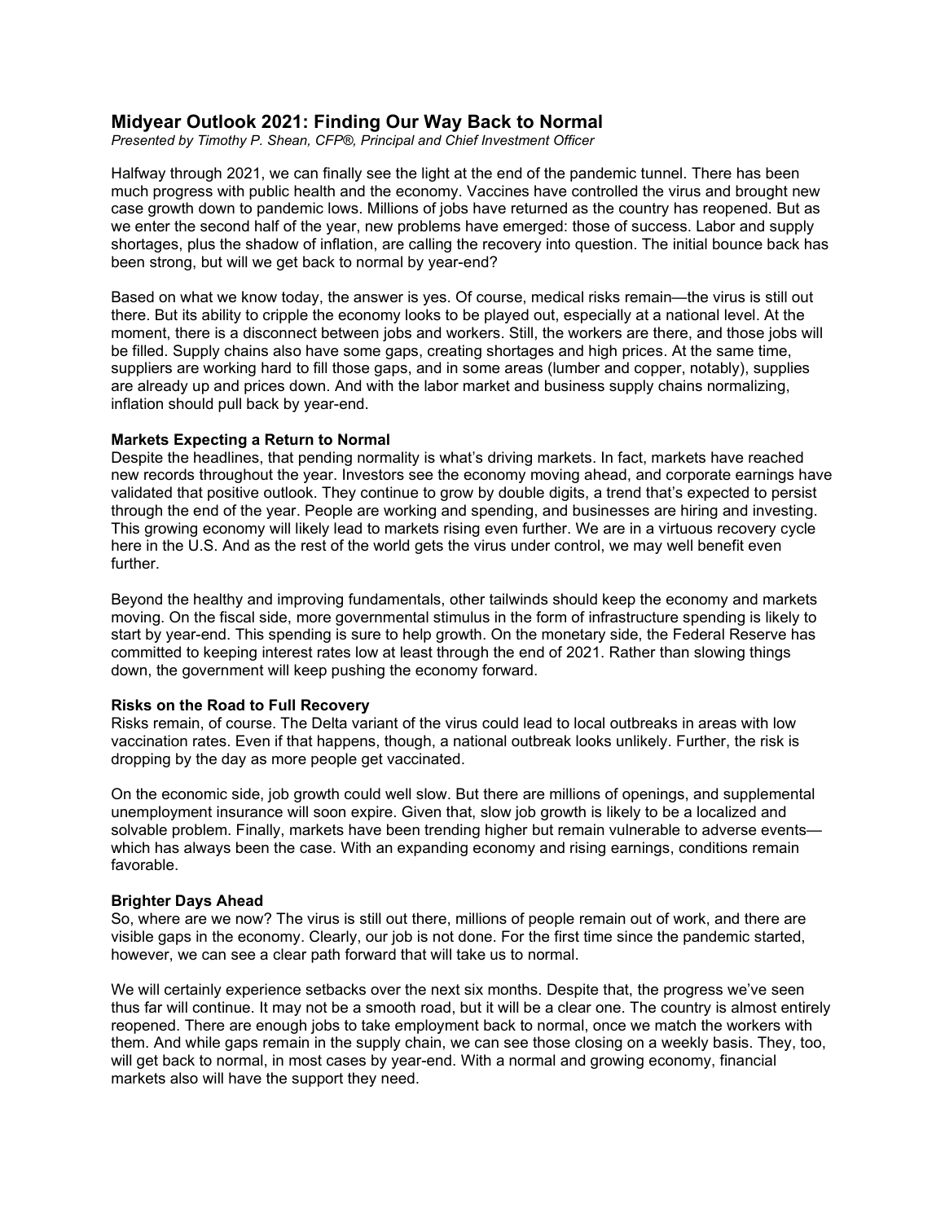# Midyear Outlook 2021: Finding Our Way Back to Normal

*Presented by Timothy P. Shean, CFP®, Principal and Chief Investment Officer*

Halfway through 2021, we can finally see the light at the end of the pandemic tunnel. There has been much progress with public health and the economy. Vaccines have controlled the virus and brought new case growth down to pandemic lows. Millions of jobs have returned as the country has reopened. But as we enter the second half of the year, new problems have emerged: those of success. Labor and supply shortages, plus the shadow of inflation, are calling the recovery into question. The initial bounce back has been strong, but will we get back to normal by year-end?

Based on what we know today, the answer is yes. Of course, medical risks remain—the virus is still out there. But its ability to cripple the economy looks to be played out, especially at a national level. At the moment, there is a disconnect between jobs and workers. Still, the workers are there, and those jobs will be filled. Supply chains also have some gaps, creating shortages and high prices. At the same time, suppliers are working hard to fill those gaps, and in some areas (lumber and copper, notably), supplies are already up and prices down. And with the labor market and business supply chains normalizing, inflation should pull back by year-end.

**Markets Expecting a Return to Normal**

Despite the headlines, that pending normality is what's driving markets. In fact, markets have reached new records throughout the year. Investors see the economy moving ahead, and corporate earnings have validated that positive outlook. They continue to grow by double digits, a trend that's expected to persist through the end of the year. People are working and spending, and businesses are hiring and investing. This growing economy will likely lead to markets rising even further. We are in a virtuous recovery cycle here in the U.S. And as the rest of the world gets the virus under control, we may well benefit even further.

Beyond the healthy and improving fundamentals, other tailwinds should keep the economy and markets moving. On the fiscal side, more governmental stimulus in the form of infrastructure spending is likely to start by year-end. This spending is sure to help growth. On the monetary side, the Federal Reserve has committed to keeping interest rates low at least through the end of 2021. Rather than slowing things down, the government will keep pushing the economy forward.

**Risks on the Road to Full Recovery**

Risks remain, of course. The Delta variant of the virus could lead to local outbreaks in areas with low vaccination rates. Even if that happens, though, a national outbreak looks unlikely. Further, the risk is dropping by the day as more people get vaccinated.

On the economic side, job growth could well slow. But there are millions of openings, and supplemental unemployment insurance will soon expire. Given that, slow job growth is likely to be a localized and solvable problem. Finally, markets have been trending higher but remain vulnerable to adverse events—which has always been the case. With an expanding economy and rising earnings, conditions remain favorable.

**Brighter Days Ahead**

So, where are we now? The virus is still out there, millions of people remain out of work, and there are visible gaps in the economy. Clearly, our job is not done. For the first time since the pandemic started, however, we can see a clear path forward that will take us to normal.

We will certainly experience setbacks over the next six months. Despite that, the progress we've seen thus far will continue. It may not be a smooth road, but it will be a clear one. The country is almost entirely reopened. There are enough jobs to take employment back to normal, once we match the workers with them. And while gaps remain in the supply chain, we can see those closing on a weekly basis. They, too, will get back to normal, in most cases by year-end. With a normal and growing economy, financial markets also will have the support they need.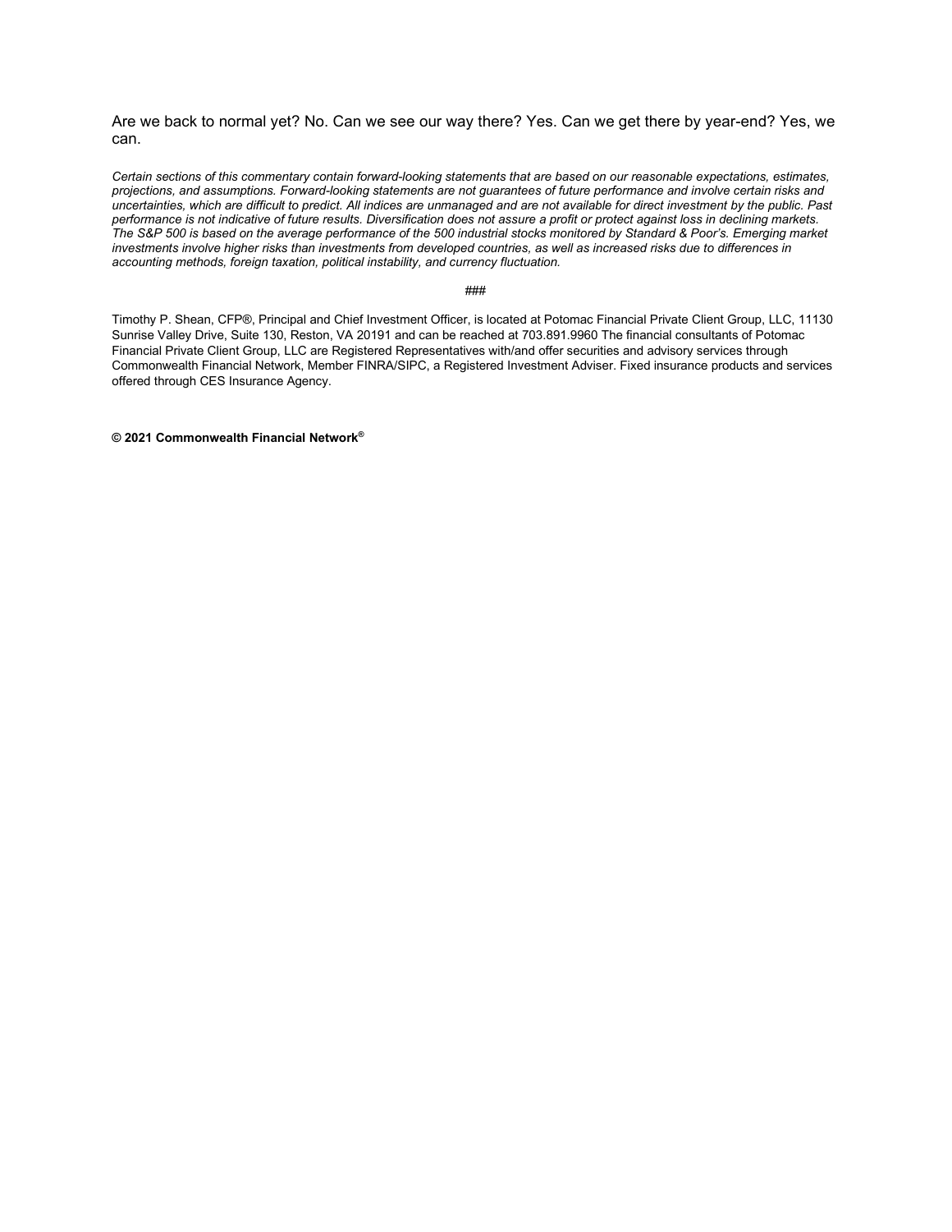Are we back to normal yet? No. Can we see our way there? Yes. Can we get there by year-end? Yes, we can.

*Certain sections of this commentary contain forward-looking statements that are based on our reasonable expectations, estimates, projections, and assumptions. Forward-looking statements are not guarantees of future performance and involve certain risks and uncertainties, which are difficult to predict. All indices are unmanaged and are not available for direct investment by the public. Past performance is not indicative of future results. Diversification does not assure a profit or protect against loss in declining markets. The S&P 500 is based on the average performance of the 500 industrial stocks monitored by Standard & Poor's. Emerging market investments involve higher risks than investments from developed countries, as well as increased risks due to differences in accounting methods, foreign taxation, political instability, and currency fluctuation.*

###

Timothy P. Shean, CFP®, Principal and Chief Investment Officer, is located at Potomac Financial Private Client Group, LLC, 11130 Sunrise Valley Drive, Suite 130, Reston, VA 20191 and can be reached at 703.891.9960 The financial consultants of Potomac Financial Private Client Group, LLC are Registered Representatives with/and offer securities and advisory services through Commonwealth Financial Network, Member FINRA/SIPC, a Registered Investment Adviser. Fixed insurance products and services offered through CES Insurance Agency.

**© 2021 Commonwealth Financial Network®**